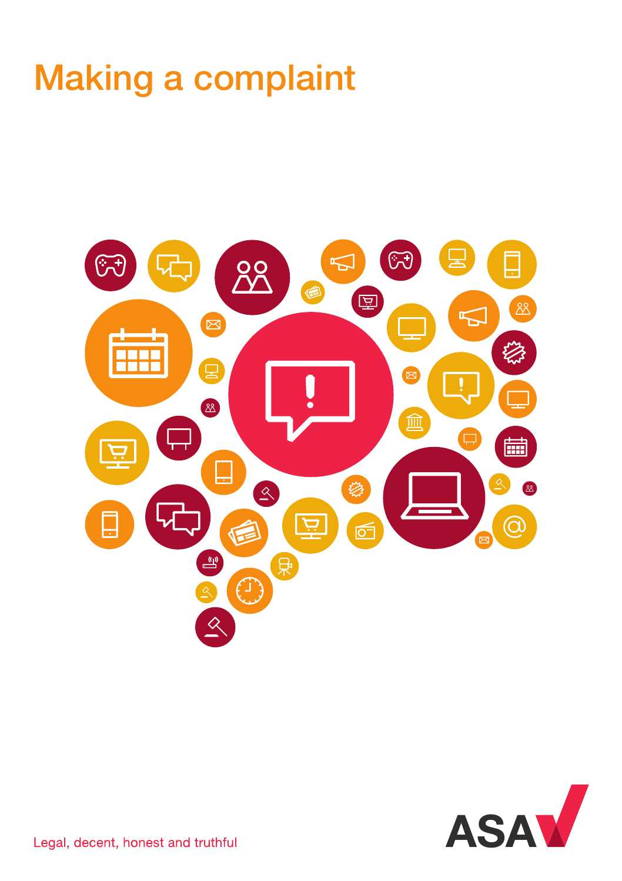# Making a complaint

Legal, decent, honest and truthful

ASA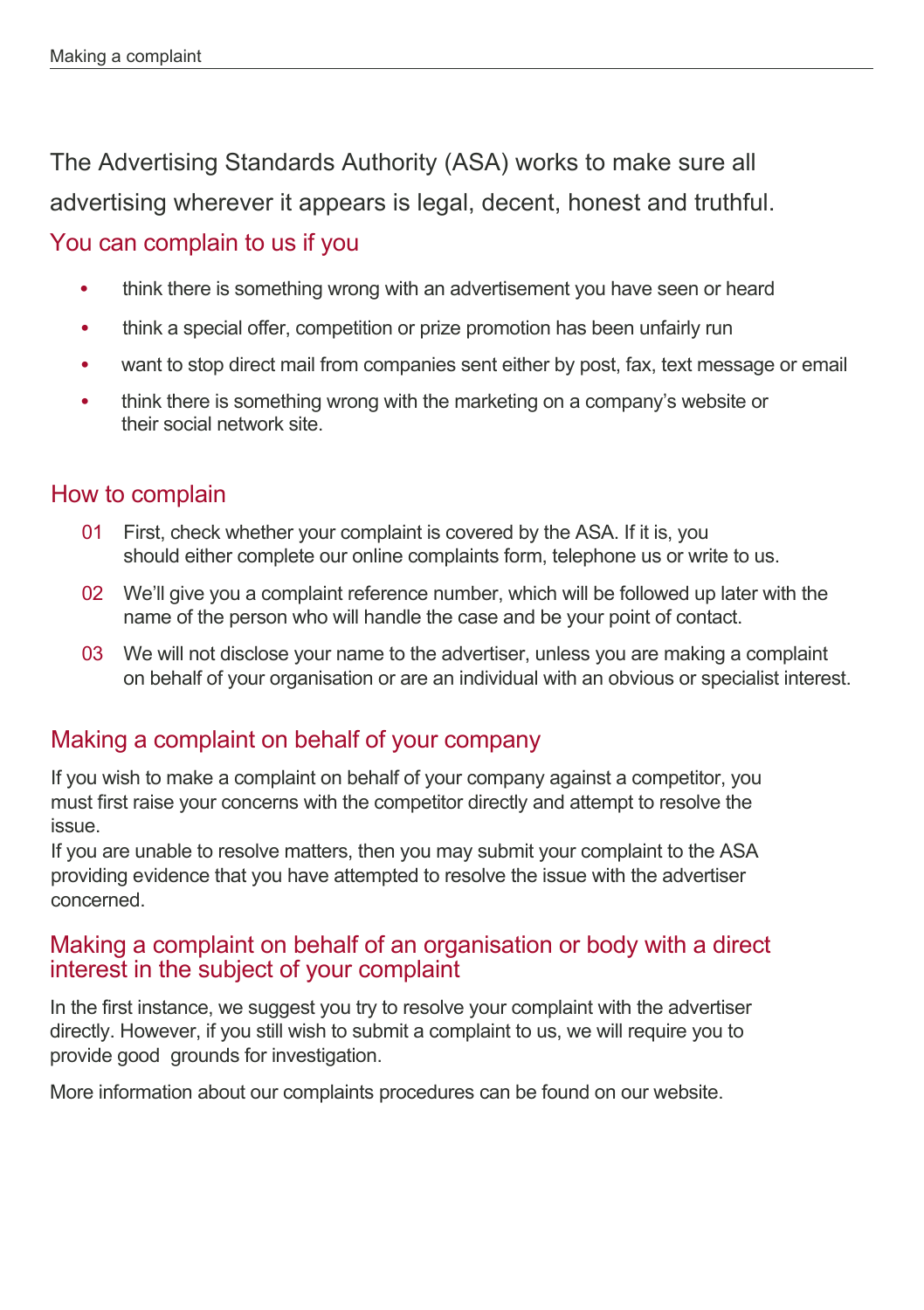The Advertising Standards Authority (ASA) works to make sure all advertising wherever it appears is legal, decent, honest and truthful.

## You can complain to us if you

- think there is something wrong with an advertisement you have seen or heard
- think a special offer, competition or prize promotion has been unfairly run
- want to stop direct mail from companies sent either by post, fax, text message or email
- think there is something wrong with the marketing on a company's website or their social network site.

## How to complain

01 First, check whether your complaint is covered by the ASA. If it is, you should either complete our online complaints form, telephone us or write to us.

02 We'll give you a complaint reference number, which will be followed up later with the name of the person who will handle the case and be your point of contact.

03 We will not disclose your name to the advertiser, unless you are making a complaint on behalf of your organisation or are an individual with an obvious or specialist interest.

## Making a complaint on behalf of your company

If you wish to make a complaint on behalf of your company against a competitor, you must first raise your concerns with the competitor directly and attempt to resolve the issue.
If you are unable to resolve matters, then you may submit your complaint to the ASA providing evidence that you have attempted to resolve the issue with the advertiser concerned.

## Making a complaint on behalf of an organisation or body with a direct interest in the subject of your complaint

In the first instance, we suggest you try to resolve your complaint with the advertiser directly. However, if you still wish to submit a complaint to us, we will require you to provide good grounds for investigation.

More information about our complaints procedures can be found on our website.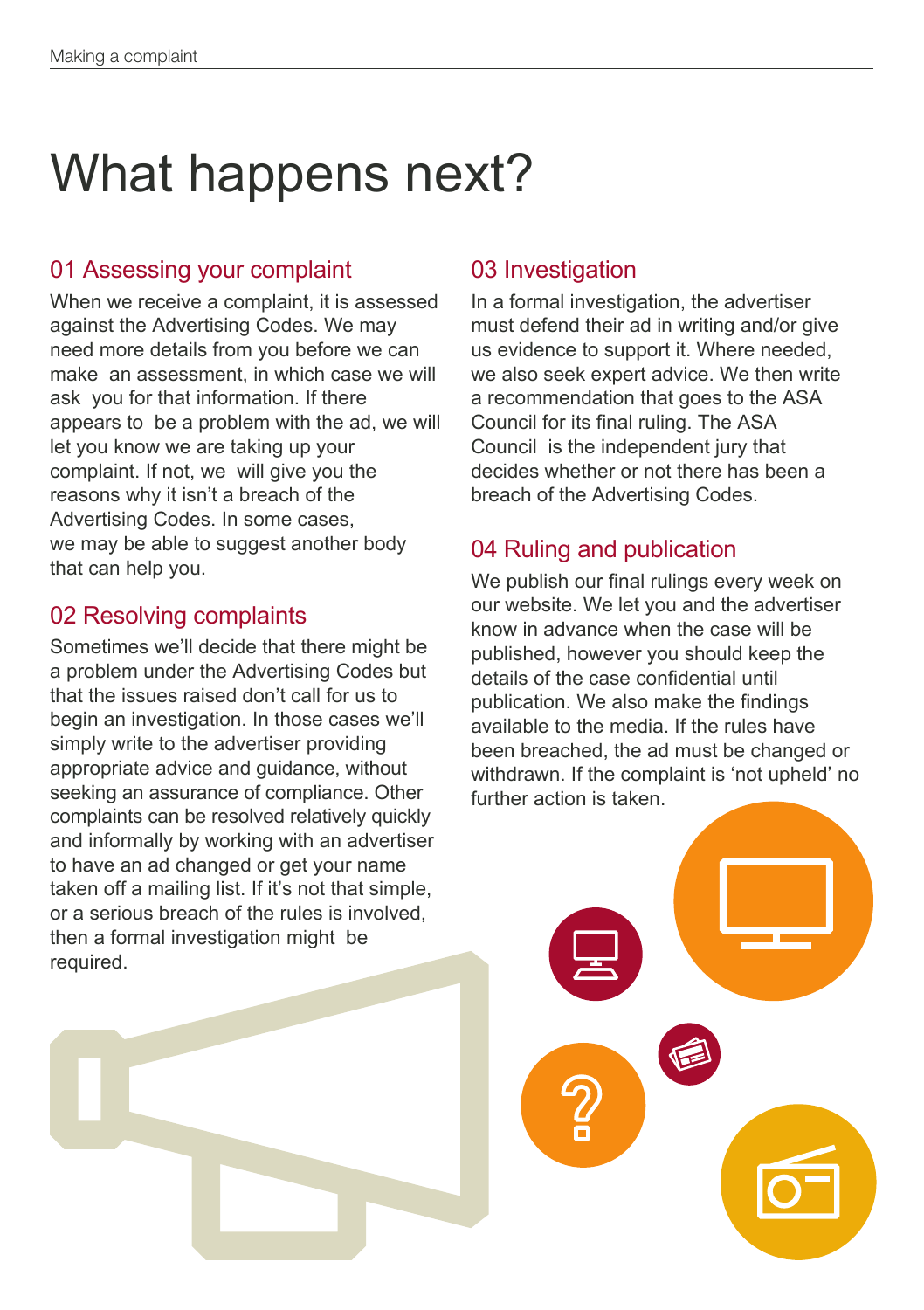# What happens next?

## 01 Assessing your complaint

When we receive a complaint, it is assessed against the Advertising Codes. We may need more details from you before we can make an assessment, in which case we will ask you for that information. If there appears to be a problem with the ad, we will let you know we are taking up your complaint. If not, we will give you the reasons why it isn't a breach of the Advertising Codes. In some cases, we may be able to suggest another body that can help you.

## 02 Resolving complaints

Sometimes we'll decide that there might be a problem under the Advertising Codes but that the issues raised don't call for us to begin an investigation. In those cases we'll simply write to the advertiser providing appropriate advice and guidance, without seeking an assurance of compliance. Other complaints can be resolved relatively quickly and informally by working with an advertiser to have an ad changed or get your name taken off a mailing list. If it's not that simple, or a serious breach of the rules is involved, then a formal investigation might be required.

## 03 Investigation

In a formal investigation, the advertiser must defend their ad in writing and/or give us evidence to support it. Where needed, we also seek expert advice. We then write a recommendation that goes to the ASA Council for its final ruling. The ASA Council is the independent jury that decides whether or not there has been a breach of the Advertising Codes.

## 04 Ruling and publication

We publish our final rulings every week on our website. We let you and the advertiser know in advance when the case will be published, however you should keep the details of the case confidential until publication. We also make the findings available to the media. If the rules have been breached, the ad must be changed or withdrawn. If the complaint is 'not upheld' no further action is taken.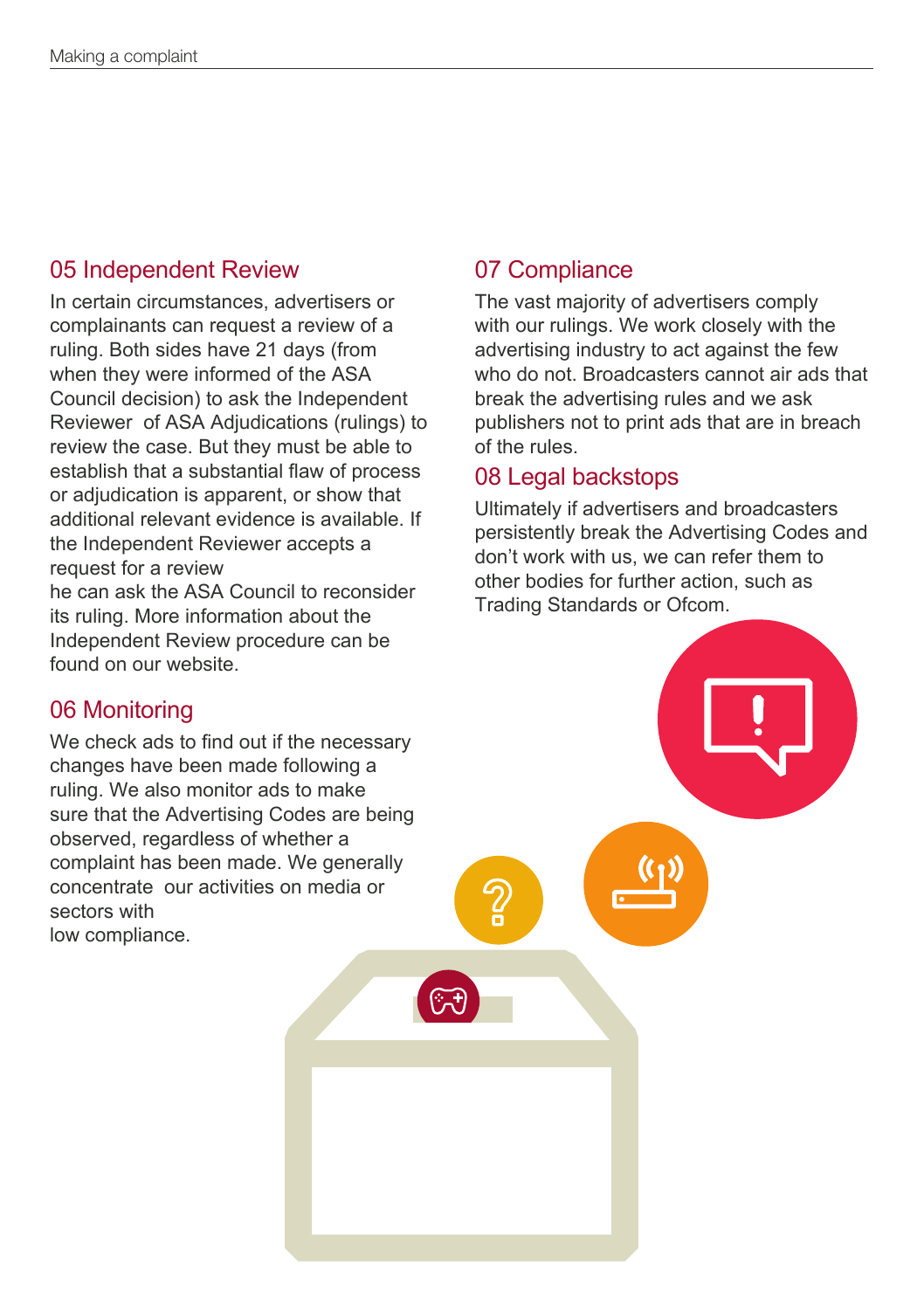## 05 Independent Review

In certain circumstances, advertisers or complainants can request a review of a ruling. Both sides have 21 days (from when they were informed of the ASA Council decision) to ask the Independent Reviewer of ASA Adjudications (rulings) to review the case. But they must be able to establish that a substantial flaw of process or adjudication is apparent, or show that additional relevant evidence is available. If the Independent Reviewer accepts a request for a review he can ask the ASA Council to reconsider its ruling. More information about the Independent Review procedure can be found on our website.

## 06 Monitoring

We check ads to find out if the necessary changes have been made following a ruling. We also monitor ads to make sure that the Advertising Codes are being observed, regardless of whether a complaint has been made. We generally concentrate our activities on media or sectors with low compliance.

## 07 Compliance

The vast majority of advertisers comply with our rulings. We work closely with the advertising industry to act against the few who do not. Broadcasters cannot air ads that break the advertising rules and we ask publishers not to print ads that are in breach of the rules.

## 08 Legal backstops

Ultimately if advertisers and broadcasters persistently break the Advertising Codes and don't work with us, we can refer them to other bodies for further action, such as Trading Standards or Ofcom.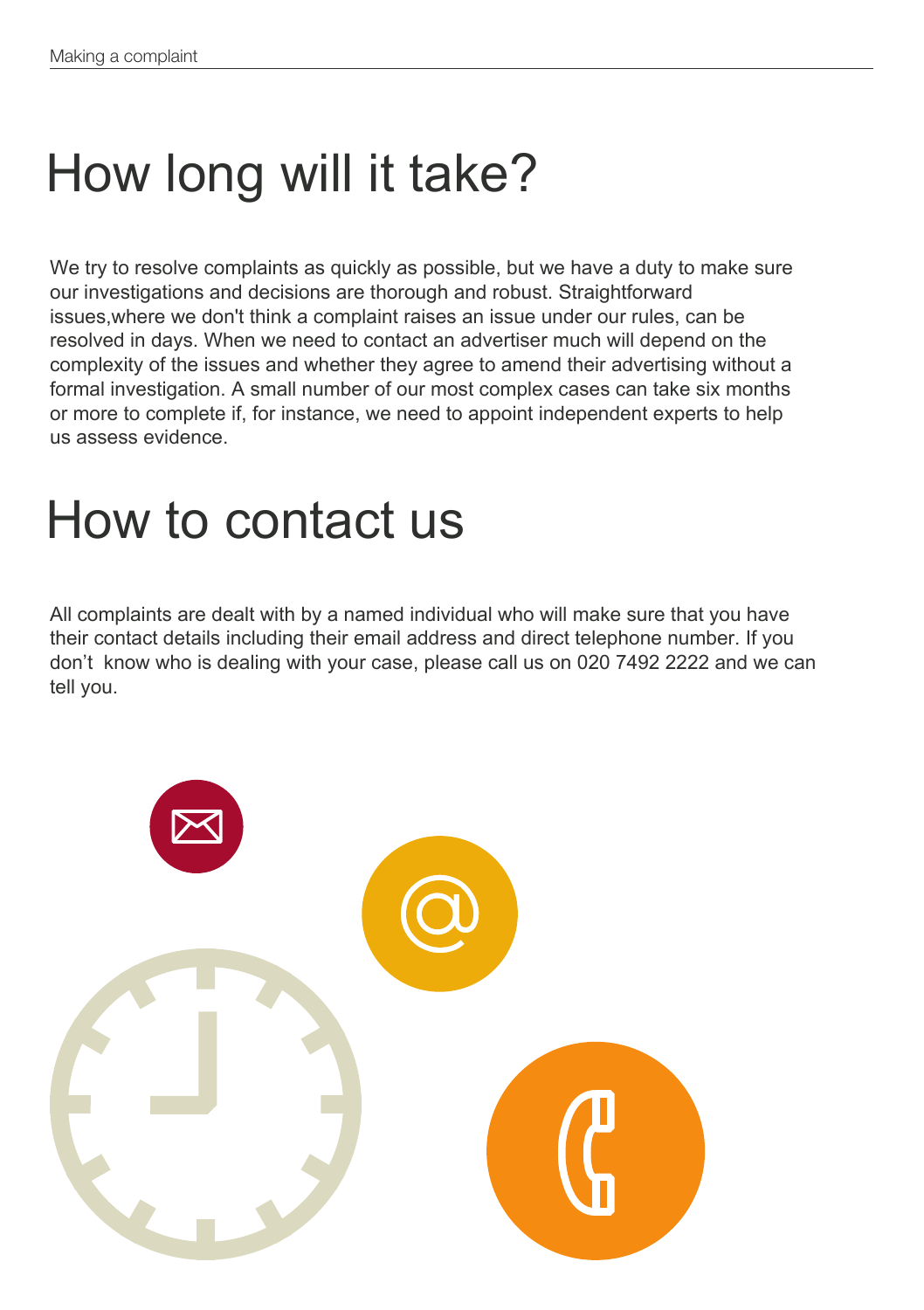# How long will it take?

We try to resolve complaints as quickly as possible, but we have a duty to make sure our investigations and decisions are thorough and robust. Straightforward issues,where we don't think a complaint raises an issue under our rules, can be resolved in days. When we need to contact an advertiser much will depend on the complexity of the issues and whether they agree to amend their advertising without a formal investigation. A small number of our most complex cases can take six months or more to complete if, for instance, we need to appoint independent experts to help us assess evidence.

# How to contact us

All complaints are dealt with by a named individual who will make sure that you have their contact details including their email address and direct telephone number. If you don't know who is dealing with your case, please call us on 020 7492 2222 and we can tell you.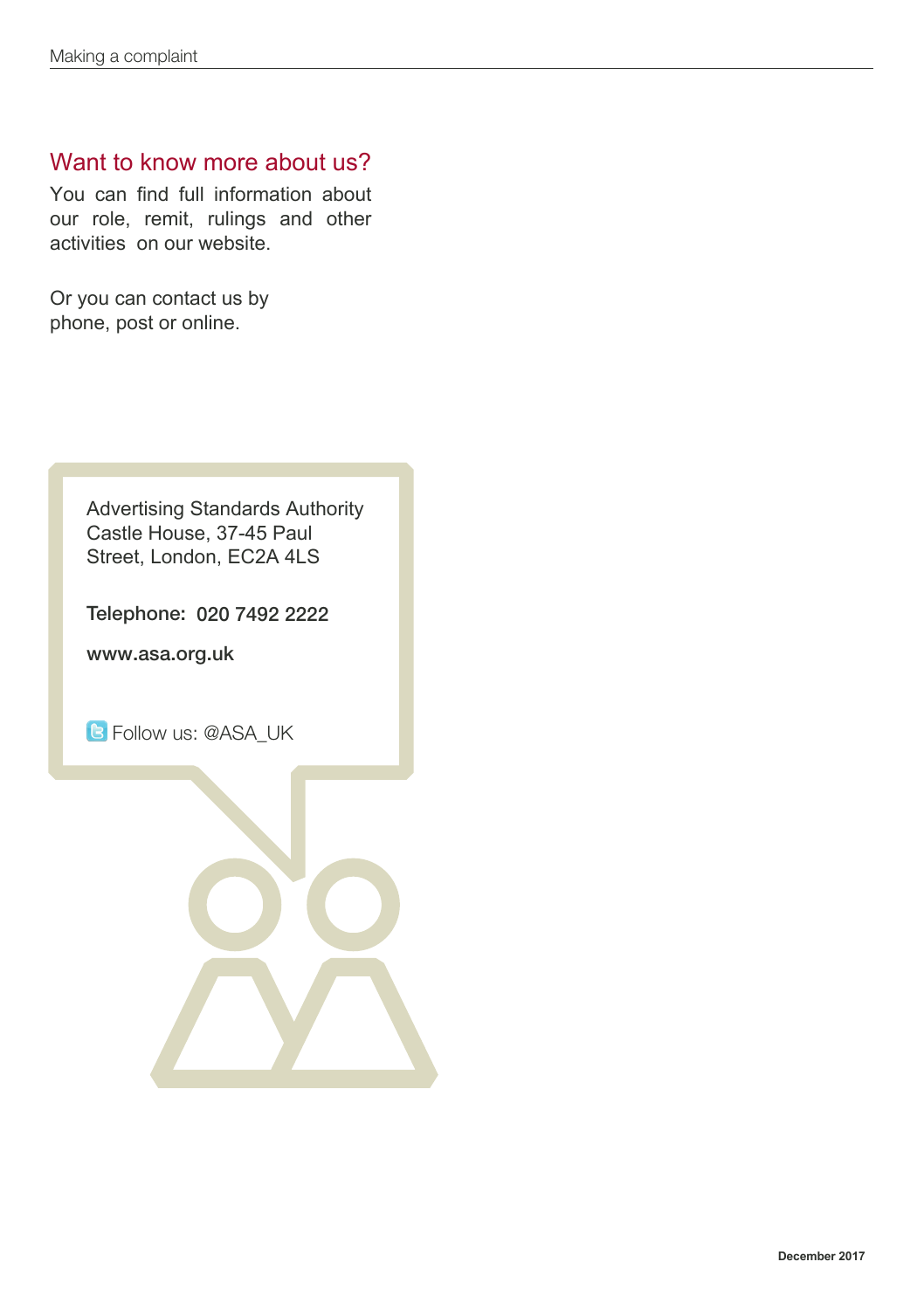## Want to know more about us?

You can find full information about our role, remit, rulings and other activities on our website.

Or you can contact us by phone, post or online.

Advertising Standards Authority
Castle House, 37-45 Paul Street, London, EC2A 4LS

**Telephone: 020 7492 2222**

**www.asa.org.uk**

Follow us: @ASA_UK

**December 2017**